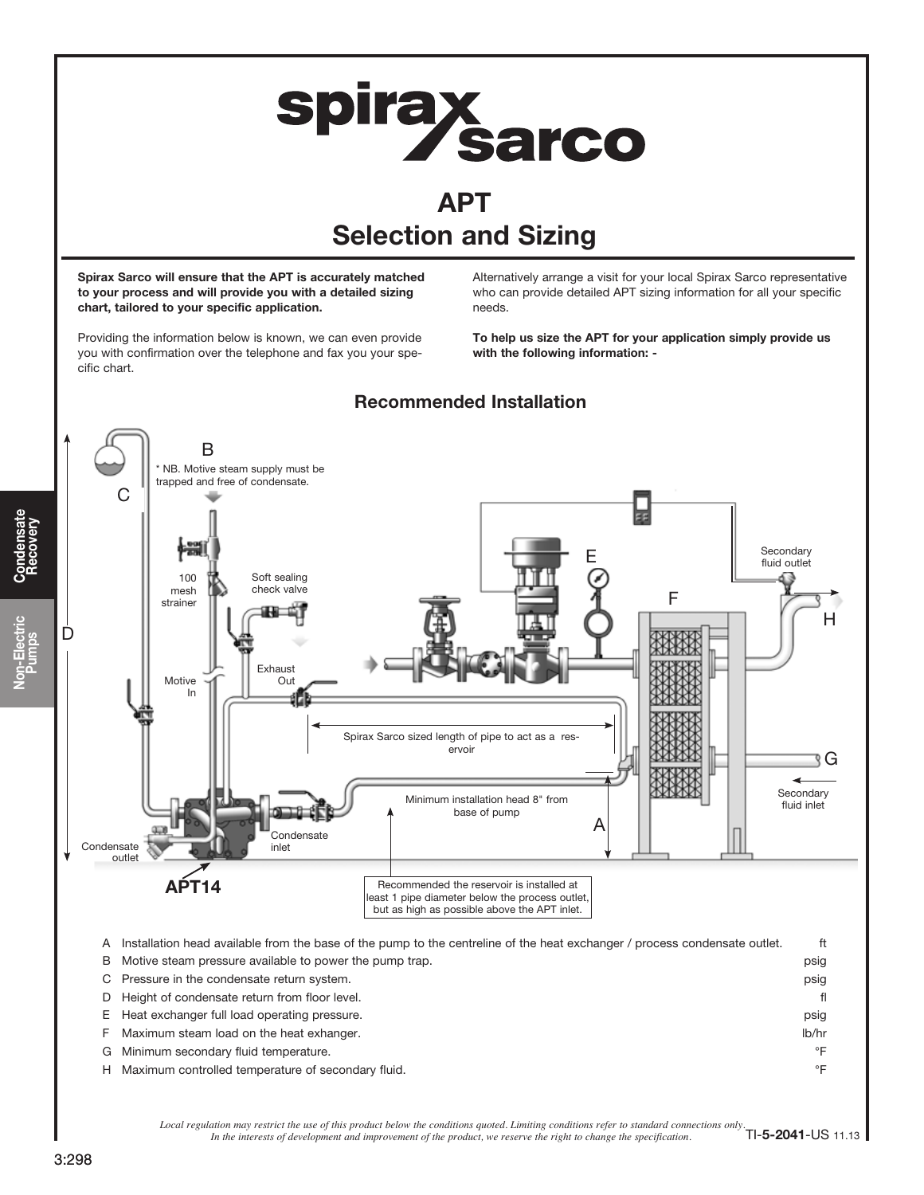# APT
## Selection and Sizing

**Spirax Sarco will ensure that the APT is accurately matched to your process and will provide you with a detailed sizing chart, tailored to your specific application.**

Providing the information below is known, we can even provide you with confirmation over the telephone and fax you your specific chart.

Alternatively arrange a visit for your local Spirax Sarco representative who can provide detailed APT sizing information for all your specific needs.

**To help us size the APT for your application simply provide us with the following information: -**

### Recommended Installation

\* NB. Motive steam supply must be trapped and free of condensate.

Recommended the reservoir is installed at least 1 pipe diameter below the process outlet, but as high as possible above the APT inlet.

| | | |
|---|---|---|
| A | Installation head available from the base of the pump to the centreline of the heat exchanger / process condensate outlet. | ft |
| B | Motive steam pressure available to power the pump trap. | psig |
| C | Pressure in the condensate return system. | psig |
| D | Height of condensate return from floor level. | fl |
| E | Heat exchanger full load operating pressure. | psig |
| F | Maximum steam load on the heat exhanger. | lb/hr |
| G | Minimum secondary fluid temperature. | °F |
| H | Maximum controlled temperature of secondary fluid. | °F |

*Local regulation may restrict the use of this product below the conditions quoted. Limiting conditions refer to standard connections only. In the interests of development and improvement of the product, we reserve the right to change the specification.*

TI-5-2041-US 11.13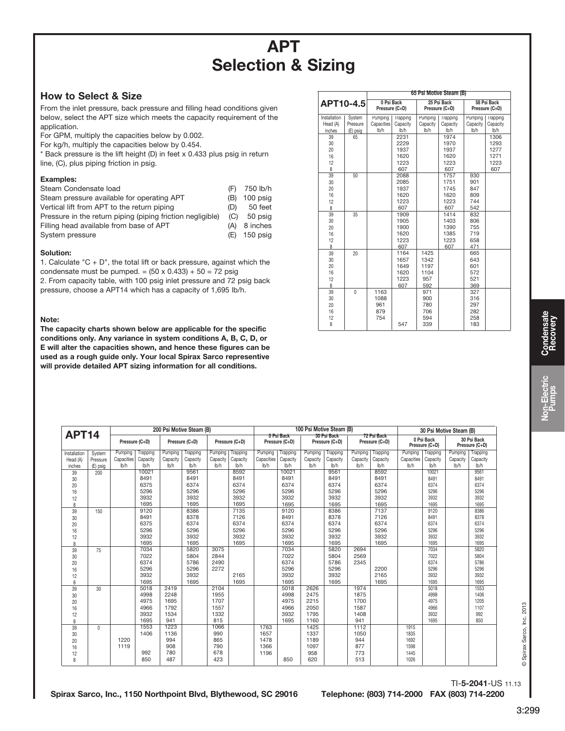# APT Selection & Sizing

## How to Select & Size

From the inlet pressure, back pressure and filling head conditions given below, select the APT size which meets the capacity requirement of the application.

For GPM, multiply the capacities below by 0.002.

For kg/h, multiply the capacities below by 0.454.

* Back pressure is the lift height (D) in feet x 0.433 plus psig in return line, (C), plus piping friction in psig.

### Examples:

| | | |
|---|---|---|
| Steam Condensate load | (F) | 750 lb/h |
| Steam pressure available for operating APT | (B) | 100 psig |
| Vertical lift from APT to the return piping | (D) | 50 feet |
| Pressure in the return piping (piping friction negligible) | (C) | 50 psig |
| Filling head available from base of APT | (A) | 8 inches |
| System pressure | (E) | 150 psig |

### Solution:

1. Calculate "C + D", the total lift or back pressure, against which the condensate must be pumped. = (50 x 0.433) + 50 = 72 psig
2. From capacity table, with 100 psig inlet pressure and 72 psig back pressure, choose a APT14 which has a capacity of 1,695 lb/h.

### Note:

**The capacity charts shown below are applicable for the specific conditions only. Any variance in system conditions A, B, C, D, or E will alter the capacities shown, and hence these figures can be used as a rough guide only. Your local Spirax Sarco representative will provide detailed APT sizing information for all conditions.**

| APT10-4.5 | | 65 Psi Motive Steam (B) | | | | | |
|---|---|---|---|---|---|---|---|
| | | 0 Psi Back Pressure (C+D) | | 25 Psi Back Pressure (C+D) | | 58 Psi Back Pressure (C+D) | |
| Installation Head (A) inches | System Pressure (E) psig | Pumping Capacities lb/h | Trapping Capacity lb/h | Pumping Capacity lb/h | Trapping Capacity lb/h | Pumping Capacity lb/h | Trapping Capacity lb/h |
| 39 | 65 | | 2231 | | 1974 | | 1306 |
| 30 | | | 2229 | | 1970 | | 1293 |
| 20 | | | 1937 | | 1937 | | 1277 |
| 16 | | | 1620 | | 1620 | | 1271 |
| 12 | | | 1223 | | 1223 | | 1223 |
| 8 | | | 607 | | 607 | | 607 |
| 39 | 50 | | 2088 | | 1757 | 930 | |
| 30 | | | 2085 | | 1751 | 901 | |
| 20 | | | 1937 | | 1745 | 847 | |
| 16 | | | 1620 | | 1620 | 809 | |
| 12 | | | 1223 | | 1223 | 744 | |
| 8 | | | 607 | | 607 | 542 | |
| 39 | 35 | | 1909 | | 1414 | 832 | |
| 30 | | | 1905 | | 1403 | 806 | |
| 20 | | | 1900 | | 1390 | 755 | |
| 16 | | | 1620 | | 1385 | 719 | |
| 12 | | | 1223 | | 1223 | 658 | |
| 8 | | | 607 | | 607 | 471 | |
| 39 | 20 | | 1164 | 1425 | | 665 | |
| 30 | | | 1657 | 1342 | | 643 | |
| 20 | | | 1649 | 1197 | | 601 | |
| 16 | | | 1620 | 1104 | | 572 | |
| 12 | | | 1223 | 957 | | 521 | |
| 8 | | | 607 | 592 | | 369 | |
| 39 | 0 | 1163 | | 971 | | 327 | |
| 30 | | 1088 | | 900 | | 316 | |
| 20 | | 961 | | 780 | | 297 | |
| 16 | | 879 | | 706 | | 282 | |
| 12 | | 754 | | 594 | | 258 | |
| 8 | | | 547 | 339 | | 183 | |

| APT14 | | 200 Psi Motive Steam (B) | | | | | | 100 Psi Motive Steam (B) | | | | | | 30 Psi Motive Steam (B) | | | |
|---|---|---|---|---|---|---|---|---|---|---|---|---|---|---|---|---|---|
| | | Pressure (C+D) | | Pressure (C+D) | | Pressure (C+D) | | 0 Psi Back Pressure (C+D) | | 30 Psi Back Pressure (C+D) | | 72 Psi Back Pressure (C+D) | | 0 Psi Back Pressure (C+D) | | 30 Psi Back Pressure (C+D) | |
| Installation Head (A) inches | System Pressure (E) psig | Pumping Capacities lb/h | Trapping Capacity lb/h | Pumping Capacity lb/h | Trapping Capacity lb/h | Pumping Capacity lb/h | Trapping Capacity lb/h | Pumping Capacities lb/h | Trapping Capacity lb/h | Pumping Capacity lb/h | Trapping Capacity lb/h | Pumping Capacity lb/h | Trapping Capacity lb/h | Pumping Capacities lb/h | Trapping Capacity lb/h | Pumping Capacity lb/h | Trapping Capacity lb/h |
| 39 | 200 | | 10021 | | 9561 | | 8592 | | 10021 | | 9561 | | 8592 | | 10021 | | 9561 |
| 30 | | | 8491 | | 8491 | | 8491 | | 8491 | | 8491 | | 8491 | | 8491 | | 8491 |
| 20 | | | 6375 | | 6374 | | 6374 | | 6374 | | 6374 | | 6374 | | 6374 | | 6374 |
| 16 | | | 5296 | | 5296 | | 5296 | | 5296 | | 5296 | | 5296 | | 5296 | | 5296 |
| 12 | | | 3932 | | 3932 | | 3932 | | 3932 | | 3932 | | 3932 | | 3932 | | 3932 |
| 8 | | | 1695 | | 1695 | | 1695 | | 1695 | | 1695 | | 1695 | | 1695 | | 1695 |
| 39 | 150 | | 9120 | | 8386 | | 7135 | | 9120 | | 8386 | | 7137 | | 9120 | | 8386 |
| 30 | | | 8491 | | 8378 | | 7126 | | 8491 | | 8378 | | 7126 | | 8491 | | 8378 |
| 20 | | | 6375 | | 6374 | | 6374 | | 6374 | | 6374 | | 6374 | | 6374 | | 6374 |
| 16 | | | 5296 | | 5296 | | 5296 | | 5296 | | 5296 | | 5296 | | 5296 | | 5296 |
| 12 | | | 3932 | | 3932 | | 3932 | | 3932 | | 3932 | | 3932 | | 3932 | | 3932 |
| 8 | | | 1695 | | 1695 | | 1695 | | 1695 | | 1695 | | 1695 | | 1695 | | 1695 |
| 39 | 75 | | 7034 | | 5820 | 3075 | | | 7034 | | 5820 | 2694 | | | 7034 | | 5820 |
| 30 | | | 7022 | | 5804 | 2844 | | | 7022 | | 5804 | 2569 | | | 7022 | | 5804 |
| 20 | | | 6374 | | 5786 | 2490 | | | 6374 | | 5786 | 2345 | | | 6374 | | 5786 |
| 16 | | | 5296 | | 5296 | 2272 | | | 5296 | | 5296 | | 2200 | | 5296 | | 5296 |
| 12 | | | 3932 | | 3932 | | 2165 | | 3932 | | 3932 | | 2165 | | 3932 | | 3932 |
| 8 | | | 1695 | | 1695 | | 1695 | | 1695 | | 1695 | | 1695 | | 1695 | | 1695 |
| 39 | 30 | | 5018 | 2419 | | 2104 | | | 5018 | 2626 | | 1974 | | | 5018 | | 1553 |
| 30 | | | 4998 | 2248 | | 1955 | | | 4998 | 2475 | | 1875 | | | 4998 | | 1406 |
| 20 | | | 4975 | 1695 | | 1707 | | | 4975 | 2215 | | 1700 | | | 4975 | | 1205 |
| 16 | | | 4966 | 1792 | | 1557 | | | 4966 | 2050 | | 1587 | | | 4966 | | 1107 |
| 12 | | | 3932 | 1534 | | 1332 | | | 3932 | 1795 | | 1408 | | | 3932 | | 992 |
| 8 | | | 1695 | 941 | | 815 | | | 1695 | 1160 | | 941 | | | 1695 | | 850 |
| 39 | 0 | | 1553 | 1223 | | 1066 | | 1763 | | 1425 | | 1112 | | 1915 | | | |
| 30 | | | 1406 | 1136 | | 990 | | 1657 | | 1337 | | 1050 | | 1835 | | | |
| 20 | | 1220 | | 994 | | 865 | | 1478 | | 1189 | | 944 | | 1692 | | | |
| 16 | | 1119 | | 908 | | 790 | | 1366 | | 1097 | | 877 | | 1598 | | | |
| 12 | | | 992 | 780 | | 678 | | 1196 | | 958 | | 773 | | 1445 | | | |
| 8 | | | 850 | 487 | | 423 | | | 850 | 620 | | 513 | | 1026 | | | |

TI-5-2041-US 11.13

Spirax Sarco, Inc., 1150 Northpoint Blvd, Blythewood, SC 29016 Telephone: (803) 714-2000 FAX (803) 714-2200

© Spirax Sarco, Inc. 2013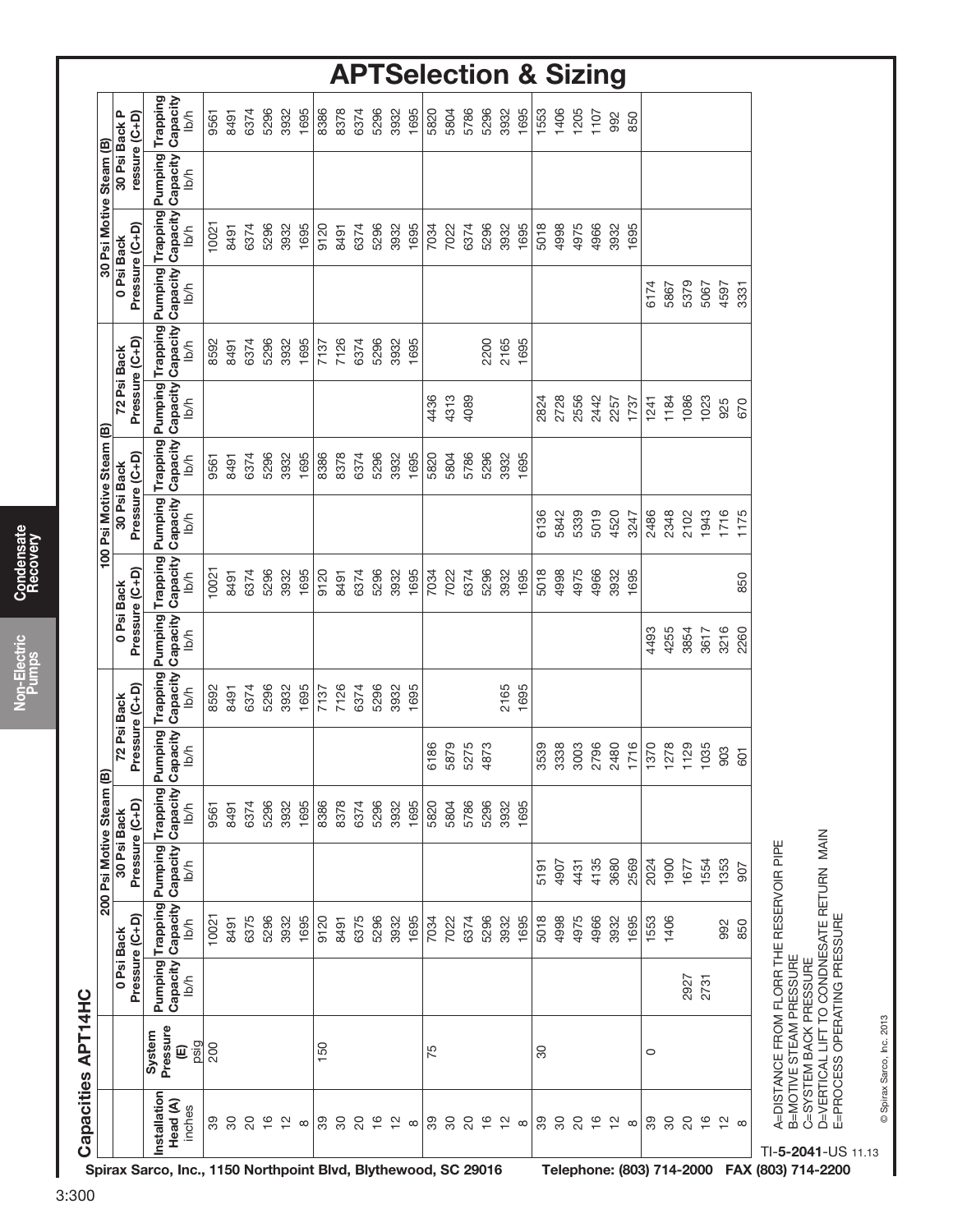# APTSelection & Sizing

## Capacities APT14HC

| | | 200 Psi Motive Steam (B) | | | | | | 100 Psi Motive Steam (B) | | | | | | 30 Psi Motive Steam (B) | | | |
|---|---|---|---|---|---|---|---|---|---|---|---|---|---|---|---|---|---|
| | | 0 Psi Back Pressure (C+D) | | 30 Psi Back Pressure (C+D) | | 72 Psi Back Pressure (C+D) | | 0 Psi Back Pressure (C+D) | | 30 Psi Back Pressure (C+D) | | 72 Psi Back Pressure (C+D) | | 0 Psi Back Pressure (C+D) | | 30 Psi Back P ressure (C+D) | |
| Installation Head (A) inches | System Pressure (E) psig | Pumping Capacity lb/h | Trapping Capacity lb/h | Pumping Capacity lb/h | Trapping Capacity lb/h | Pumping Capacity lb/h | Trapping Capacity lb/h | Pumping Capacity lb/h | Trapping Capacity lb/h | Pumping Capacity lb/h | Trapping Capacity lb/h | Pumping Capacity lb/h | Trapping Capacity lb/h | Pumping Capacity lb/h | Trapping Capacity lb/h | Pumping Capacity lb/h | Trapping Capacity lb/h |
| 39 | 200 | | 10021 | | 9561 | | 8592 | | 10021 | | 9561 | | 8592 | | 10021 | | 9561 |
| 30 | | | 8491 | | 8491 | | 8491 | | 8491 | | 8491 | | 8491 | | 8491 | | 8491 |
| 20 | | | 6375 | | 6374 | | 6374 | | 6374 | | 6374 | | 6374 | | 6374 | | 6374 |
| 16 | | | 5296 | | 5296 | | 5296 | | 5296 | | 5296 | | 5296 | | 5296 | | 5296 |
| 12 | | | 3932 | | 3932 | | 3932 | | 3932 | | 3932 | | 3932 | | 3932 | | 3932 |
| 8 | | | 1695 | | 1695 | | 1695 | | 1695 | | 1695 | | 1695 | | 1695 | | 1695 |
| 39 | 150 | | 9120 | | 8386 | | 7137 | | 9120 | | 8386 | | 7137 | | 9120 | | 8386 |
| 30 | | | 8491 | | 8378 | | 7126 | | 8491 | | 8378 | | 7126 | | 8491 | | 8378 |
| 20 | | | 6375 | | 6374 | | 6374 | | 6374 | | 6374 | | 6374 | | 6374 | | 6374 |
| 16 | | | 5296 | | 5296 | | 5296 | | 5296 | | 5296 | | 5296 | | 5296 | | 5296 |
| 12 | | | 3932 | | 3932 | | 3932 | | 3932 | | 3932 | | 3932 | | 3932 | | 3932 |
| 8 | | | 1695 | | 1695 | | 1695 | | 1695 | | 1695 | | 1695 | | 1695 | | 1695 |
| 39 | 75 | | 7034 | | 5820 | 6186 | | | 7034 | | 5820 | 4436 | | | 7034 | | 5820 |
| 30 | | | 7022 | | 5804 | 5879 | | | 7022 | | 5804 | 4313 | | | 7022 | | 5804 |
| 20 | | | 6374 | | 5786 | 5275 | | | 6374 | | 5786 | 4089 | | | 6374 | | 5786 |
| 16 | | | 5296 | | 5296 | 4873 | | | 5296 | | 5296 | | 2200 | | 5296 | | 5296 |
| 12 | | | 3932 | | 3932 | | 2165 | | 3932 | | 3932 | | 2165 | | 3932 | | 3932 |
| 8 | | | 1695 | | 1695 | | 1695 | | 1695 | | 1695 | | 1695 | | 1695 | | 1695 |
| 39 | 30 | | 5018 | 5191 | | 3539 | | | 5018 | 6136 | | 2824 | | | 5018 | | 1553 |
| 30 | | | 4998 | 4907 | | 3338 | | | 4998 | 5842 | | 2728 | | | 4998 | | 1406 |
| 20 | | | 4975 | 4431 | | 3003 | | | 4975 | 5339 | | 2556 | | | 4975 | | 1205 |
| 16 | | | 4966 | 4135 | | 2796 | | | 4966 | 5019 | | 2442 | | | 4966 | | 1107 |
| 12 | | | 3932 | 3680 | | 2480 | | | 3932 | 4520 | | 2257 | | | 3932 | | 992 |
| 8 | | | 1695 | 2569 | | 1716 | | | 1695 | 3247 | | 1737 | | | 1695 | | 850 |
| 39 | 0 | | 1553 | 2024 | | 1370 | | 4493 | | 2486 | | 1241 | | 6174 | | | |
| 30 | | | 1406 | 1900 | | 1278 | | 4255 | | 2348 | | 1184 | | 5867 | | | |
| 20 | | 2927 | | 1677 | | 1129 | | 3854 | | 2102 | | 1086 | | 5379 | | | |
| 16 | | 2731 | | 1554 | | 1035 | | 3617 | | 1943 | | 1023 | | 5067 | | | |
| 12 | | | 992 | 1353 | | 903 | | 3216 | | 1716 | | 925 | | 4597 | | | |
| 8 | | | 850 | 907 | | 601 | | 2260 | 850 | 1175 | | 670 | | 3331 | | | |

A=DISTANCE FROM FLORR THE RESERVOIR PIPE
B=MOTIVE STEAM PRESSURE
C=SYSTEM BACK PRESSURE
D=VERTICAL LIFT TO CONDENSATE RETURN MAIN
E=PROCESS OPERATING PRESSURE

© Spirax Sarco, Inc. 2013

TI-**5-2041**-US 11.13